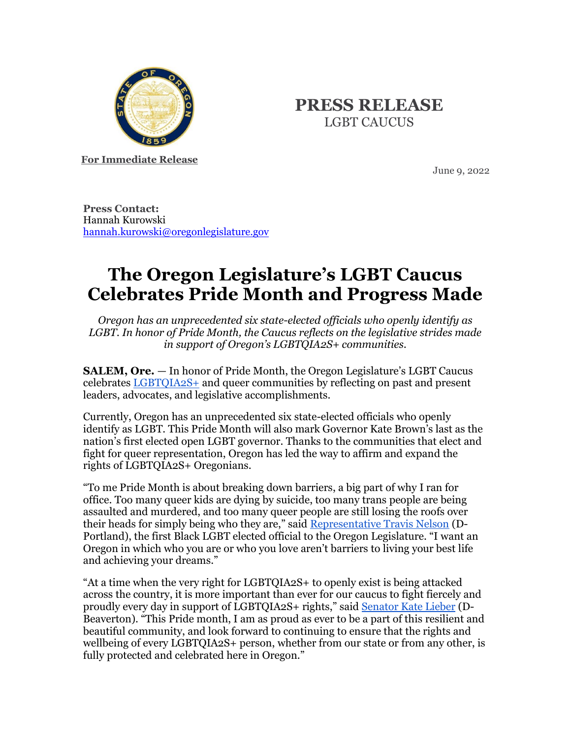**PRESS RELEASE**
LGBT CAUCUS

**For Immediate Release**

June 9, 2022

**Press Contact:**
Hannah Kurowski
hannah.kurowski@oregonlegislature.gov

# The Oregon Legislature's LGBT Caucus Celebrates Pride Month and Progress Made

*Oregon has an unprecedented six state-elected officials who openly identify as LGBT. In honor of Pride Month, the Caucus reflects on the legislative strides made in support of Oregon's LGBTQIA2S+ communities.*

**SALEM, Ore.** — In honor of Pride Month, the Oregon Legislature's LGBT Caucus celebrates LGBTQIA2S+ and queer communities by reflecting on past and present leaders, advocates, and legislative accomplishments.

Currently, Oregon has an unprecedented six state-elected officials who openly identify as LGBT. This Pride Month will also mark Governor Kate Brown's last as the nation's first elected open LGBT governor. Thanks to the communities that elect and fight for queer representation, Oregon has led the way to affirm and expand the rights of LGBTQIA2S+ Oregonians.

"To me Pride Month is about breaking down barriers, a big part of why I ran for office. Too many queer kids are dying by suicide, too many trans people are being assaulted and murdered, and too many queer people are still losing the roofs over their heads for simply being who they are," said Representative Travis Nelson (D-Portland), the first Black LGBT elected official to the Oregon Legislature. "I want an Oregon in which who you are or who you love aren't barriers to living your best life and achieving your dreams."

"At a time when the very right for LGBTQIA2S+ to openly exist is being attacked across the country, it is more important than ever for our caucus to fight fiercely and proudly every day in support of LGBTQIA2S+ rights," said Senator Kate Lieber (D-Beaverton). "This Pride month, I am as proud as ever to be a part of this resilient and beautiful community, and look forward to continuing to ensure that the rights and wellbeing of every LGBTQIA2S+ person, whether from our state or from any other, is fully protected and celebrated here in Oregon."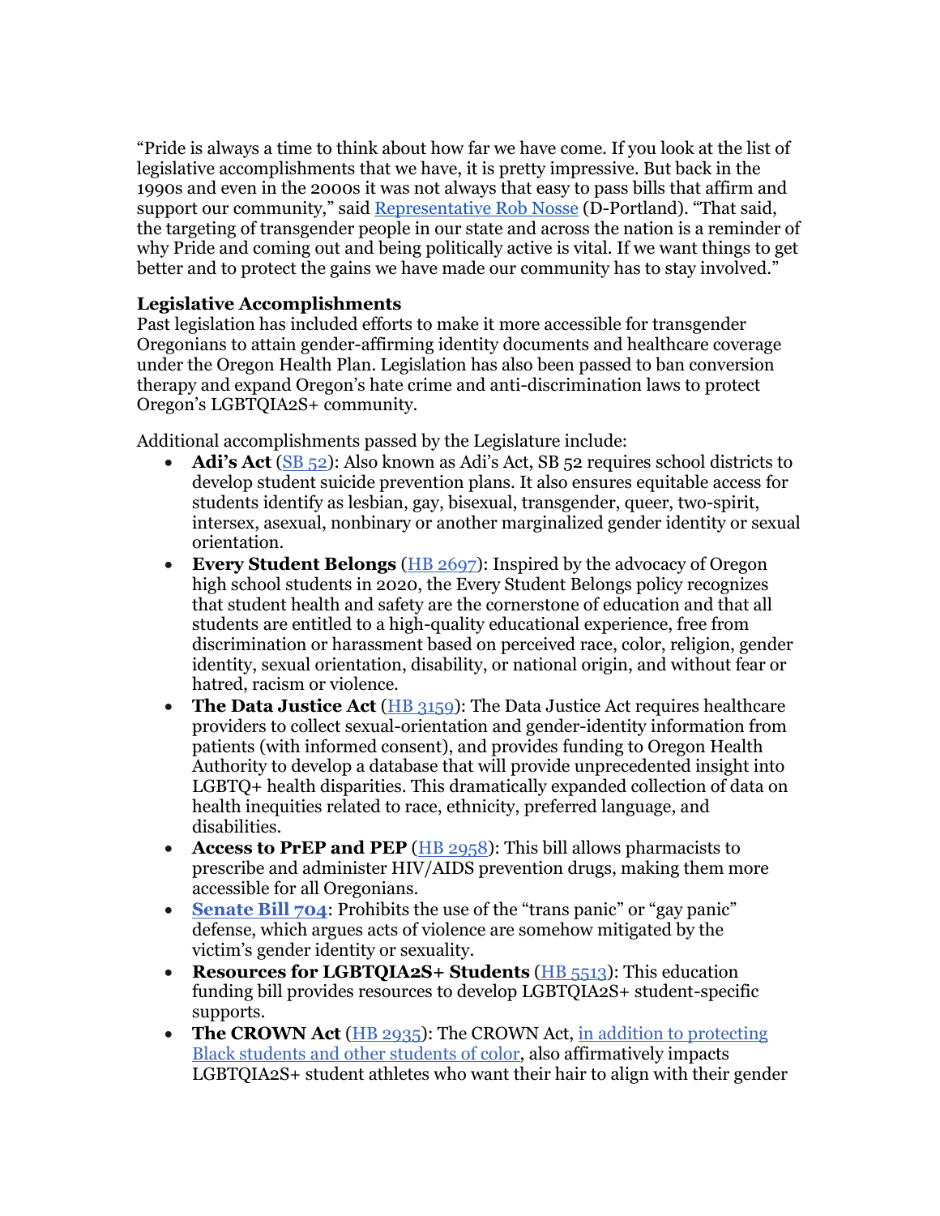"Pride is always a time to think about how far we have come. If you look at the list of legislative accomplishments that we have, it is pretty impressive. But back in the 1990s and even in the 2000s it was not always that easy to pass bills that affirm and support our community," said [Representative Rob Nosse](#) (D-Portland). "That said, the targeting of transgender people in our state and across the nation is a reminder of why Pride and coming out and being politically active is vital. If we want things to get better and to protect the gains we have made our community has to stay involved."

**Legislative Accomplishments**

Past legislation has included efforts to make it more accessible for transgender Oregonians to attain gender-affirming identity documents and healthcare coverage under the Oregon Health Plan. Legislation has also been passed to ban conversion therapy and expand Oregon's hate crime and anti-discrimination laws to protect Oregon's LGBTQIA2S+ community.

Additional accomplishments passed by the Legislature include:

- **Adi's Act** ([SB 52](#)): Also known as Adi's Act, SB 52 requires school districts to develop student suicide prevention plans. It also ensures equitable access for students identify as lesbian, gay, bisexual, transgender, queer, two-spirit, intersex, asexual, nonbinary or another marginalized gender identity or sexual orientation.
- **Every Student Belongs** ([HB 2697](#)): Inspired by the advocacy of Oregon high school students in 2020, the Every Student Belongs policy recognizes that student health and safety are the cornerstone of education and that all students are entitled to a high-quality educational experience, free from discrimination or harassment based on perceived race, color, religion, gender identity, sexual orientation, disability, or national origin, and without fear or hatred, racism or violence.
- **The Data Justice Act** ([HB 3159](#)): The Data Justice Act requires healthcare providers to collect sexual-orientation and gender-identity information from patients (with informed consent), and provides funding to Oregon Health Authority to develop a database that will provide unprecedented insight into LGBTQ+ health disparities. This dramatically expanded collection of data on health inequities related to race, ethnicity, preferred language, and disabilities.
- **Access to PrEP and PEP** ([HB 2958](#)): This bill allows pharmacists to prescribe and administer HIV/AIDS prevention drugs, making them more accessible for all Oregonians.
- [**Senate Bill 704**](#): Prohibits the use of the "trans panic" or "gay panic" defense, which argues acts of violence are somehow mitigated by the victim's gender identity or sexuality.
- **Resources for LGBTQIA2S+ Students** ([HB 5513](#)): This education funding bill provides resources to develop LGBTQIA2S+ student-specific supports.
- **The CROWN Act** ([HB 2935](#)): The CROWN Act, [in addition to protecting Black students and other students of color](#), also affirmatively impacts LGBTQIA2S+ student athletes who want their hair to align with their gender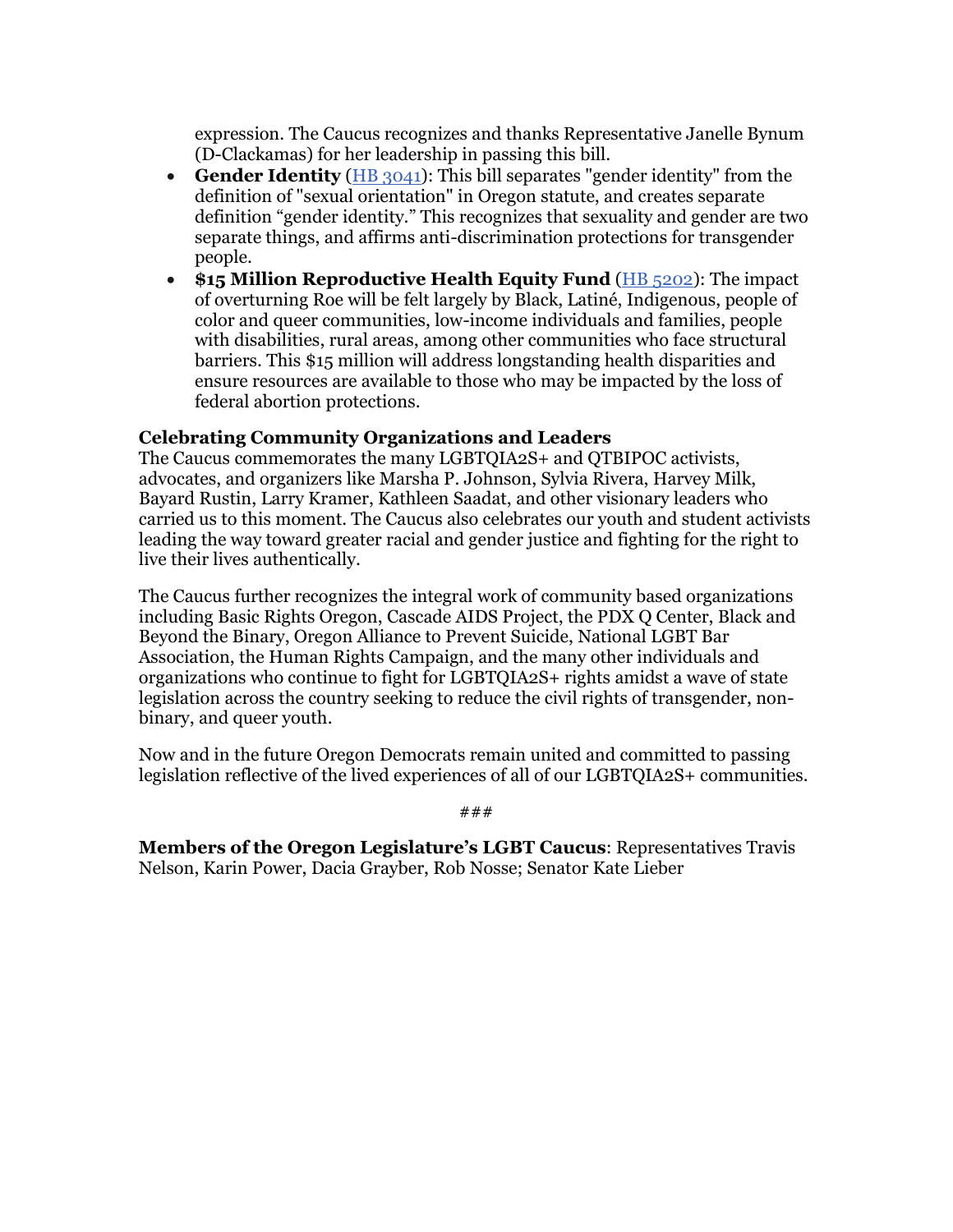expression. The Caucus recognizes and thanks Representative Janelle Bynum (D-Clackamas) for her leadership in passing this bill.

- **Gender Identity** (HB 3041): This bill separates "gender identity" from the definition of "sexual orientation" in Oregon statute, and creates separate definition "gender identity." This recognizes that sexuality and gender are two separate things, and affirms anti-discrimination protections for transgender people.
- **$15 Million Reproductive Health Equity Fund** (HB 5202): The impact of overturning Roe will be felt largely by Black, Latiné, Indigenous, people of color and queer communities, low-income individuals and families, people with disabilities, rural areas, among other communities who face structural barriers. This $15 million will address longstanding health disparities and ensure resources are available to those who may be impacted by the loss of federal abortion protections.

**Celebrating Community Organizations and Leaders**

The Caucus commemorates the many LGBTQIA2S+ and QTBIPOC activists, advocates, and organizers like Marsha P. Johnson, Sylvia Rivera, Harvey Milk, Bayard Rustin, Larry Kramer, Kathleen Saadat, and other visionary leaders who carried us to this moment. The Caucus also celebrates our youth and student activists leading the way toward greater racial and gender justice and fighting for the right to live their lives authentically.

The Caucus further recognizes the integral work of community based organizations including Basic Rights Oregon, Cascade AIDS Project, the PDX Q Center, Black and Beyond the Binary, Oregon Alliance to Prevent Suicide, National LGBT Bar Association, the Human Rights Campaign, and the many other individuals and organizations who continue to fight for LGBTQIA2S+ rights amidst a wave of state legislation across the country seeking to reduce the civil rights of transgender, non-binary, and queer youth.

Now and in the future Oregon Democrats remain united and committed to passing legislation reflective of the lived experiences of all of our LGBTQIA2S+ communities.

###

**Members of the Oregon Legislature's LGBT Caucus**: Representatives Travis Nelson, Karin Power, Dacia Grayber, Rob Nosse; Senator Kate Lieber